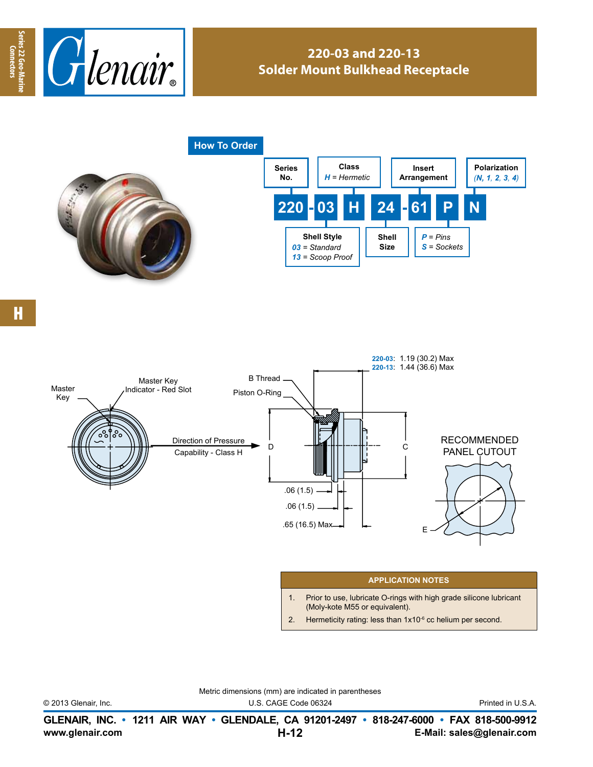# 220-03 and 220-13
## Solder Mount Bulkhead Receptacle

### How To Order

| Series No. | Shell Style | Class | Shell Size | Insert Arrangement | Pins/Sockets | Polarization |
|---|---|---|---|---|---|---|
| 220 | 03 | H | 24 | 61 | P | N |
| | *03* = *Standard* | *H* = *Hermetic* | | | *P* = *Pins* | *(N, 1, 2, 3, 4)* |
| | *13* = *Scoop Proof* | | | | *S* = *Sockets* | |

**220 - 03 H 24 - 61 P N**

Master Key

Master Key Indicator - Red Slot

Direction of Pressure Capability - Class H

B Thread

Piston O-Ring

**220-03**: 1.19 (30.2) Max
**220-13**: 1.44 (36.6) Max

D

C

.06 (1.5)

.06 (1.5)

.65 (16.5) Max

RECOMMENDED PANEL CUTOUT

E

### APPLICATION NOTES

1. Prior to use, lubricate O-rings with high grade silicone lubricant (Moly-kote M55 or equivalent).
2. Hermeticity rating: less than $1x10^{-6}$ cc helium per second.

Metric dimensions (mm) are indicated in parentheses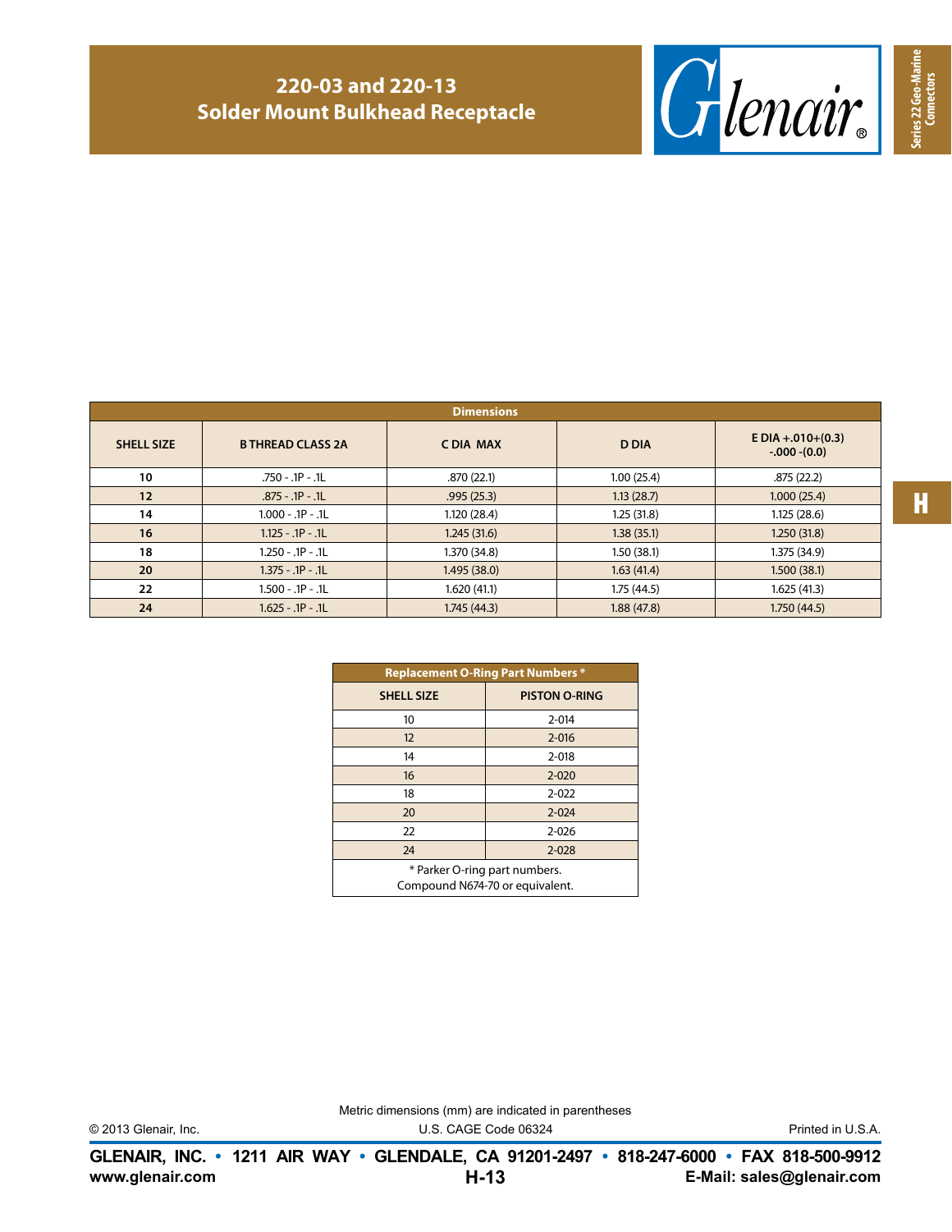# 220-03 and 220-13
## Solder Mount Bulkhead Receptacle

| Dimensions | | | | |
|---|---|---|---|---|
| SHELL SIZE | B THREAD CLASS 2A | C DIA MAX | D DIA | E DIA +.010+(0.3) -.000 -(0.0) |
| 10 | .750 - .1P - .1L | .870 (22.1) | 1.00 (25.4) | .875 (22.2) |
| 12 | .875 - .1P - .1L | .995 (25.3) | 1.13 (28.7) | 1.000 (25.4) |
| 14 | 1.000 - .1P - .1L | 1.120 (28.4) | 1.25 (31.8) | 1.125 (28.6) |
| 16 | 1.125 - .1P - .1L | 1.245 (31.6) | 1.38 (35.1) | 1.250 (31.8) |
| 18 | 1.250 - .1P - .1L | 1.370 (34.8) | 1.50 (38.1) | 1.375 (34.9) |
| 20 | 1.375 - .1P - .1L | 1.495 (38.0) | 1.63 (41.4) | 1.500 (38.1) |
| 22 | 1.500 - .1P - .1L | 1.620 (41.1) | 1.75 (44.5) | 1.625 (41.3) |
| 24 | 1.625 - .1P - .1L | 1.745 (44.3) | 1.88 (47.8) | 1.750 (44.5) |

| Replacement O-Ring Part Numbers * | |
|---|---|
| SHELL SIZE | PISTON O-RING |
| 10 | 2-014 |
| 12 | 2-016 |
| 14 | 2-018 |
| 16 | 2-020 |
| 18 | 2-022 |
| 20 | 2-024 |
| 22 | 2-026 |
| 24 | 2-028 |

\* Parker O-ring part numbers.
Compound N674-70 or equivalent.

Metric dimensions (mm) are indicated in parentheses

© 2013 Glenair, Inc. U.S. CAGE Code 06324 Printed in U.S.A.

GLENAIR, INC. • 1211 AIR WAY • GLENDALE, CA 91201-2497 • 818-247-6000 • FAX 818-500-9912
www.glenair.com E-Mail: sales@glenair.com